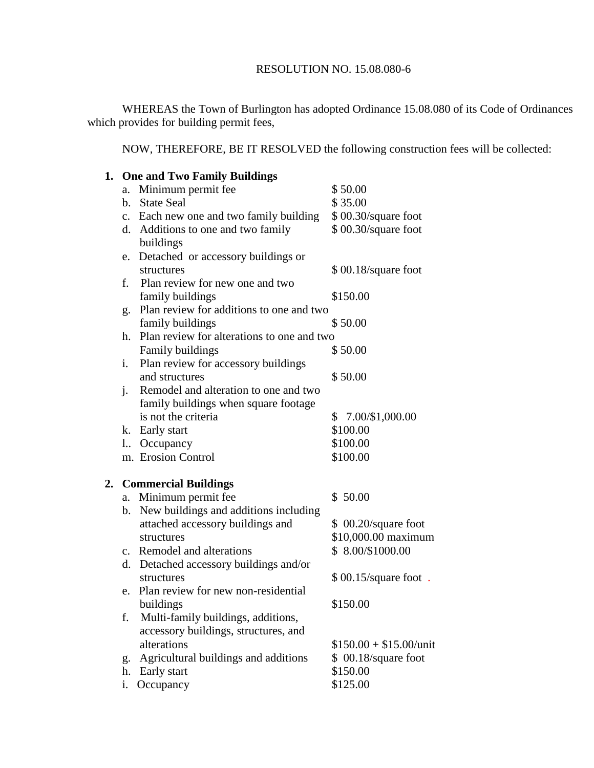RESOLUTION NO. 15.08.080-6

WHEREAS the Town of Burlington has adopted Ordinance 15.08.080 of its Code of Ordinances which provides for building permit fees,

NOW, THEREFORE, BE IT RESOLVED the following construction fees will be collected:

**1. One and Two Family Buildings**

| | |
|---|---|
| a. Minimum permit fee | $ 50.00 |
| b. State Seal | $ 35.00 |
| c. Each new one and two family building | $ 00.30/square foot |
| d. Additions to one and two family buildings | $ 00.30/square foot |
| e. Detached or accessory buildings or structures | $ 00.18/square foot |
| f. Plan review for new one and two family buildings | $150.00 |
| g. Plan review for additions to one and two family buildings | $ 50.00 |
| h. Plan review for alterations to one and two Family buildings | $ 50.00 |
| i. Plan review for accessory buildings and structures | $ 50.00 |
| j. Remodel and alteration to one and two family buildings when square footage is not the criteria | $ 7.00/$1,000.00 |
| k. Early start | $100.00 |
| l.. Occupancy | $100.00 |
| m. Erosion Control | $100.00 |

**2. Commercial Buildings**

| | |
|---|---|
| a. Minimum permit fee | $ 50.00 |
| b. New buildings and additions including attached accessory buildings and structures | $ 00.20/square foot<br>$10,000.00 maximum |
| c. Remodel and alterations | $ 8.00/$1000.00 |
| d. Detached accessory buildings and/or structures | $ 00.15/square foot . |
| e. Plan review for new non-residential buildings | $150.00 |
| f. Multi-family buildings, additions, accessory buildings, structures, and alterations | $150.00 + $15.00/unit |
| g. Agricultural buildings and additions | $ 00.18/square foot |
| h. Early start | $150.00 |
| i. Occupancy | $125.00 |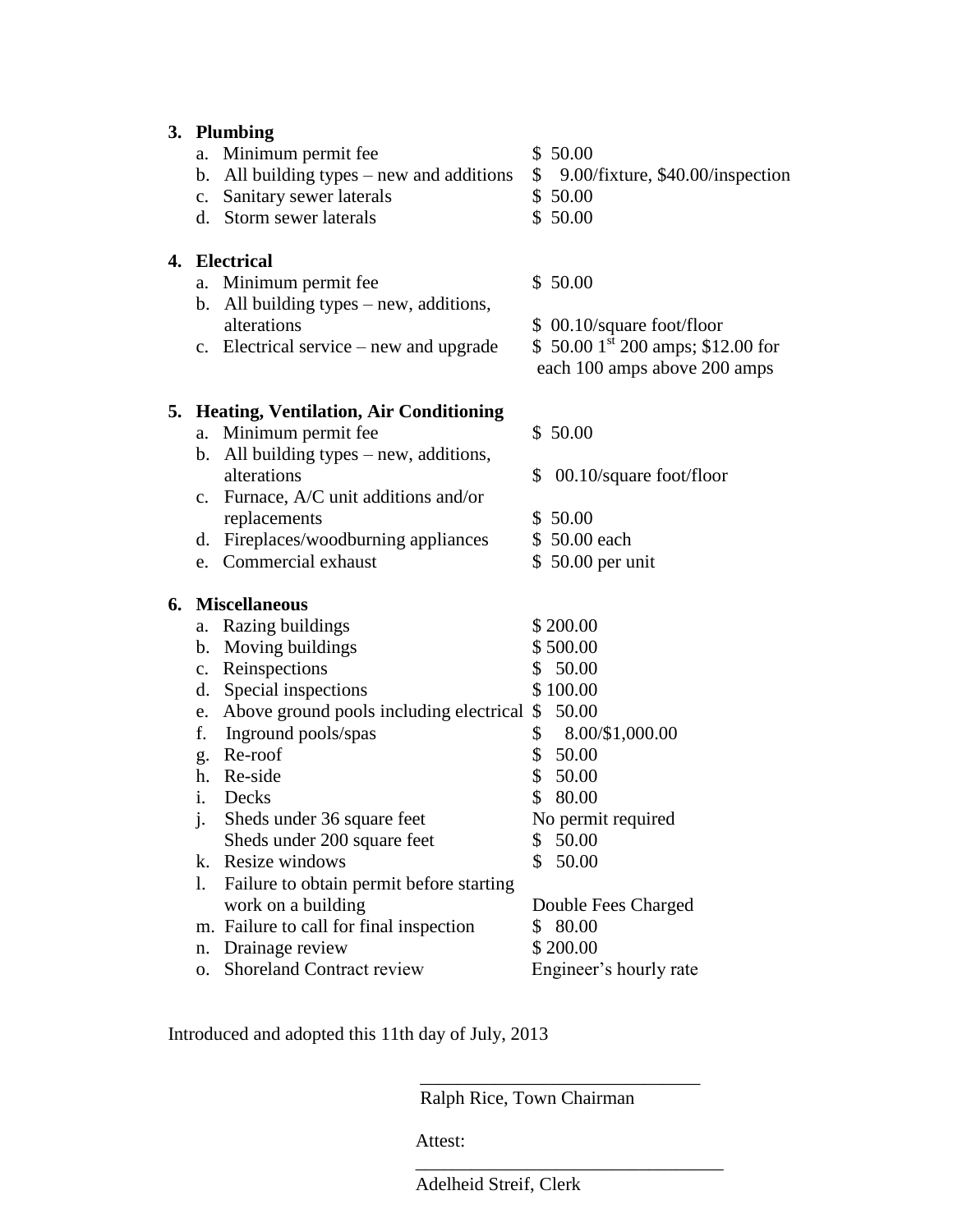**3. Plumbing**

| | |
|---|---|
| a. Minimum permit fee | $ 50.00 |
| b. All building types – new and additions | $ 9.00/fixture, $40.00/inspection |
| c. Sanitary sewer laterals | $ 50.00 |
| d. Storm sewer laterals | $ 50.00 |

**4. Electrical**

| | |
|---|---|
| a. Minimum permit fee | $ 50.00 |
| b. All building types – new, additions, alterations | $ 00.10/square foot/floor |
| c. Electrical service – new and upgrade | $ 50.00 1st 200 amps; $12.00 for each 100 amps above 200 amps |

**5. Heating, Ventilation, Air Conditioning**

| | |
|---|---|
| a. Minimum permit fee | $ 50.00 |
| b. All building types – new, additions, alterations | $ 00.10/square foot/floor |
| c. Furnace, A/C unit additions and/or replacements | $ 50.00 |
| d. Fireplaces/woodburning appliances | $ 50.00 each |
| e. Commercial exhaust | $ 50.00 per unit |

**6. Miscellaneous**

| | |
|---|---|
| a. Razing buildings | $ 200.00 |
| b. Moving buildings | $ 500.00 |
| c. Reinspections | $ 50.00 |
| d. Special inspections | $ 100.00 |
| e. Above ground pools including electrical | $ 50.00 |
| f. Inground pools/spas | $ 8.00/$1,000.00 |
| g. Re-roof | $ 50.00 |
| h. Re-side | $ 50.00 |
| i. Decks | $ 80.00 |
| j. Sheds under 36 square feet | No permit required |
| Sheds under 200 square feet | $ 50.00 |
| k. Resize windows | $ 50.00 |
| l. Failure to obtain permit before starting work on a building | Double Fees Charged |
| m. Failure to call for final inspection | $ 80.00 |
| n. Drainage review | $ 200.00 |
| o. Shoreland Contract review | Engineer's hourly rate |

Introduced and adopted this 11th day of July, 2013

\_\_\_\_\_\_\_\_\_\_\_\_\_\_\_\_\_\_\_\_\_\_\_\_\_\_\_\_\_\_
Ralph Rice, Town Chairman

Attest:
\_\_\_\_\_\_\_\_\_\_\_\_\_\_\_\_\_\_\_\_\_\_\_\_\_\_\_\_\_\_
Adelheid Streif, Clerk